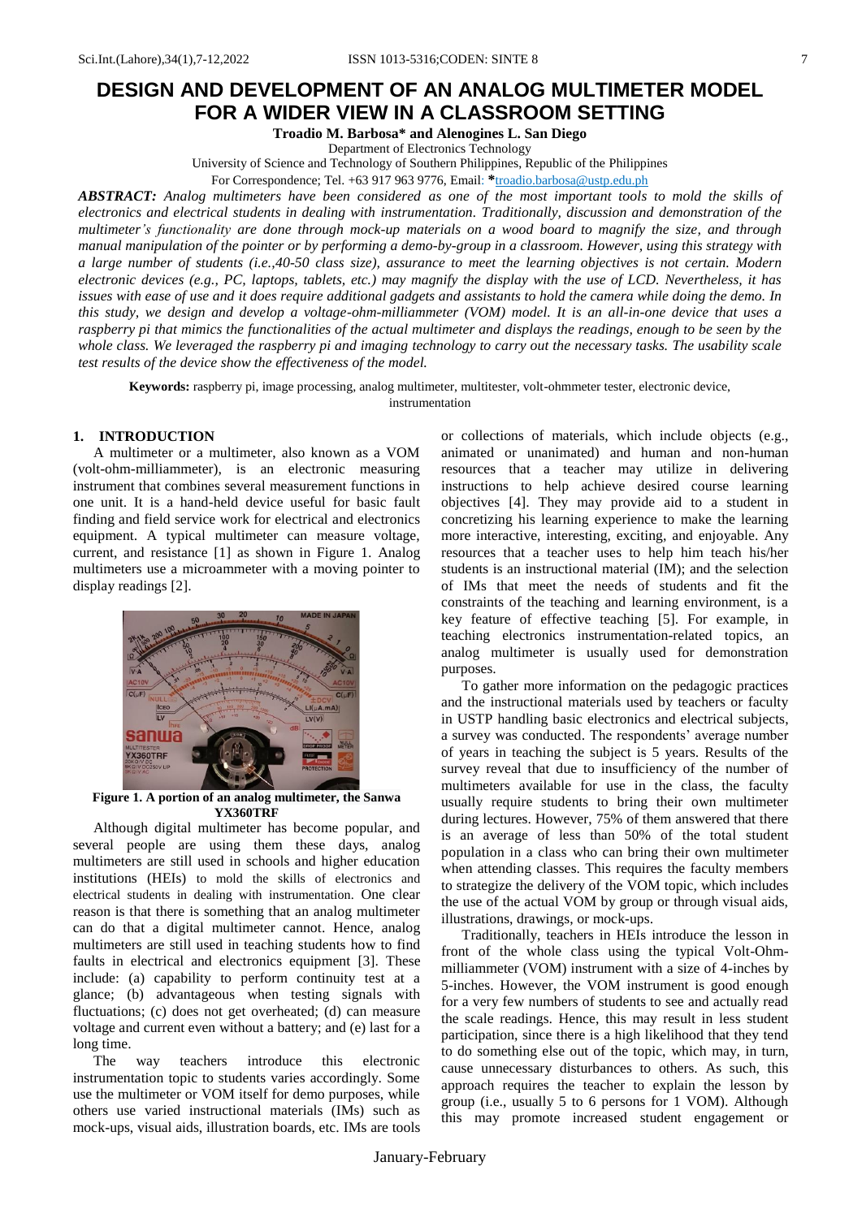# DESIGN AND DEVELOPMENT OF AN ANALOG MULTIMETER MODEL FOR A WIDER VIEW IN A CLASSROOM SETTING

**Troadio M. Barbosa\* and Alenogines L. San Diego**

Department of Electronics Technology

University of Science and Technology of Southern Philippines, Republic of the Philippines

For Correspondence; Tel. +63 917 963 9776, Email: \*troadio.barbosa@ustp.edu.ph

***ABSTRACT:*** *Analog multimeters have been considered as one of the most important tools to mold the skills of electronics and electrical students in dealing with instrumentation. Traditionally, discussion and demonstration of the multimeter's functionality are done through mock-up materials on a wood board to magnify the size, and through manual manipulation of the pointer or by performing a demo-by-group in a classroom. However, using this strategy with a large number of students (i.e.,40-50 class size), assurance to meet the learning objectives is not certain. Modern electronic devices (e.g., PC, laptops, tablets, etc.) may magnify the display with the use of LCD. Nevertheless, it has issues with ease of use and it does require additional gadgets and assistants to hold the camera while doing the demo. In this study, we design and develop a voltage-ohm-milliammeter (VOM) model. It is an all-in-one device that uses a raspberry pi that mimics the functionalities of the actual multimeter and displays the readings, enough to be seen by the whole class. We leveraged the raspberry pi and imaging technology to carry out the necessary tasks. The usability scale test results of the device show the effectiveness of the model.*

**Keywords:** raspberry pi, image processing, analog multimeter, multitester, volt-ohmmeter tester, electronic device, instrumentation

## 1. INTRODUCTION

A multimeter or a multimeter, also known as a VOM (volt-ohm-milliammeter), is an electronic measuring instrument that combines several measurement functions in one unit. It is a hand-held device useful for basic fault finding and field service work for electrical and electronics equipment. A typical multimeter can measure voltage, current, and resistance [1] as shown in Figure 1. Analog multimeters use a microammeter with a moving pointer to display readings [2].

**Figure 1. A portion of an analog multimeter, the Sanwa YX360TRF**

Although digital multimeter has become popular, and several people are using them these days, analog multimeters are still used in schools and higher education institutions (HEIs) to mold the skills of electronics and electrical students in dealing with instrumentation. One clear reason is that there is something that an analog multimeter can do that a digital multimeter cannot. Hence, analog multimeters are still used in teaching students how to find faults in electrical and electronics equipment [3]. These include: (a) capability to perform continuity test at a glance; (b) advantageous when testing signals with fluctuations; (c) does not get overheated; (d) can measure voltage and current even without a battery; and (e) last for a long time.

The way teachers introduce this electronic instrumentation topic to students varies accordingly. Some use the multimeter or VOM itself for demo purposes, while others use varied instructional materials (IMs) such as mock-ups, visual aids, illustration boards, etc. IMs are tools or collections of materials, which include objects (e.g., animated or unanimated) and human and non-human resources that a teacher may utilize in delivering instructions to help achieve desired course learning objectives [4]. They may provide aid to a student in concretizing his learning experience to make the learning more interactive, interesting, exciting, and enjoyable. Any resources that a teacher uses to help him teach his/her students is an instructional material (IM); and the selection of IMs that meet the needs of students and fit the constraints of the teaching and learning environment, is a key feature of effective teaching [5]. For example, in teaching electronics instrumentation-related topics, an analog multimeter is usually used for demonstration purposes.

To gather more information on the pedagogic practices and the instructional materials used by teachers or faculty in USTP handling basic electronics and electrical subjects, a survey was conducted. The respondents' average number of years in teaching the subject is 5 years. Results of the survey reveal that due to insufficiency of the number of multimeters available for use in the class, the faculty usually require students to bring their own multimeter during lectures. However, 75% of them answered that there is an average of less than 50% of the total student population in a class who can bring their own multimeter when attending classes. This requires the faculty members to strategize the delivery of the VOM topic, which includes the use of the actual VOM by group or through visual aids, illustrations, drawings, or mock-ups.

Traditionally, teachers in HEIs introduce the lesson in front of the whole class using the typical Volt-Ohm-milliammeter (VOM) instrument with a size of 4-inches by 5-inches. However, the VOM instrument is good enough for a very few numbers of students to see and actually read the scale readings. Hence, this may result in less student participation, since there is a high likelihood that they tend to do something else out of the topic, which may, in turn, cause unnecessary disturbances to others. As such, this approach requires the teacher to explain the lesson by group (i.e., usually 5 to 6 persons for 1 VOM). Although this may promote increased student engagement or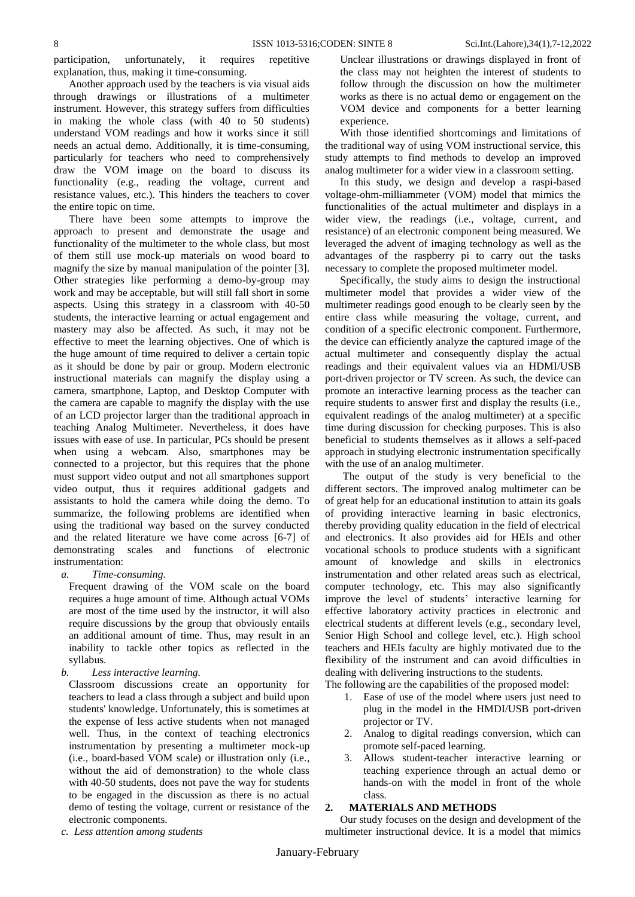participation, unfortunately, it requires repetitive explanation, thus, making it time-consuming.

Another approach used by the teachers is via visual aids through drawings or illustrations of a multimeter instrument. However, this strategy suffers from difficulties in making the whole class (with 40 to 50 students) understand VOM readings and how it works since it still needs an actual demo. Additionally, it is time-consuming, particularly for teachers who need to comprehensively draw the VOM image on the board to discuss its functionality (e.g., reading the voltage, current and resistance values, etc.). This hinders the teachers to cover the entire topic on time.

There have been some attempts to improve the approach to present and demonstrate the usage and functionality of the multimeter to the whole class, but most of them still use mock-up materials on wood board to magnify the size by manual manipulation of the pointer [3]. Other strategies like performing a demo-by-group may work and may be acceptable, but will still fall short in some aspects. Using this strategy in a classroom with 40-50 students, the interactive learning or actual engagement and mastery may also be affected. As such, it may not be effective to meet the learning objectives. One of which is the huge amount of time required to deliver a certain topic as it should be done by pair or group. Modern electronic instructional materials can magnify the display using a camera, smartphone, Laptop, and Desktop Computer with the camera are capable to magnify the display with the use of an LCD projector larger than the traditional approach in teaching Analog Multimeter. Nevertheless, it does have issues with ease of use. In particular, PCs should be present when using a webcam. Also, smartphones may be connected to a projector, but this requires that the phone must support video output and not all smartphones support video output, thus it requires additional gadgets and assistants to hold the camera while doing the demo. To summarize, the following problems are identified when using the traditional way based on the survey conducted and the related literature we have come across [6-7] of demonstrating scales and functions of electronic instrumentation:

*a. Time-consuming.*

Frequent drawing of the VOM scale on the board requires a huge amount of time. Although actual VOMs are most of the time used by the instructor, it will also require discussions by the group that obviously entails an additional amount of time. Thus, may result in an inability to tackle other topics as reflected in the syllabus.

*b. Less interactive learning.*

Classroom discussions create an opportunity for teachers to lead a class through a subject and build upon students' knowledge. Unfortunately, this is sometimes at the expense of less active students when not managed well. Thus, in the context of teaching electronics instrumentation by presenting a multimeter mock-up (i.e., board-based VOM scale) or illustration only (i.e., without the aid of demonstration) to the whole class with 40-50 students, does not pave the way for students to be engaged in the discussion as there is no actual demo of testing the voltage, current or resistance of the electronic components.

*c. Less attention among students*

Unclear illustrations or drawings displayed in front of the class may not heighten the interest of students to follow through the discussion on how the multimeter works as there is no actual demo or engagement on the VOM device and components for a better learning experience.

With those identified shortcomings and limitations of the traditional way of using VOM instructional service, this study attempts to find methods to develop an improved analog multimeter for a wider view in a classroom setting.

In this study, we design and develop a raspi-based voltage-ohm-milliammeter (VOM) model that mimics the functionalities of the actual multimeter and displays in a wider view, the readings (i.e., voltage, current, and resistance) of an electronic component being measured. We leveraged the advent of imaging technology as well as the advantages of the raspberry pi to carry out the tasks necessary to complete the proposed multimeter model.

Specifically, the study aims to design the instructional multimeter model that provides a wider view of the multimeter readings good enough to be clearly seen by the entire class while measuring the voltage, current, and condition of a specific electronic component. Furthermore, the device can efficiently analyze the captured image of the actual multimeter and consequently display the actual readings and their equivalent values via an HDMI/USB port-driven projector or TV screen. As such, the device can promote an interactive learning process as the teacher can require students to answer first and display the results (i.e., equivalent readings of the analog multimeter) at a specific time during discussion for checking purposes. This is also beneficial to students themselves as it allows a self-paced approach in studying electronic instrumentation specifically with the use of an analog multimeter.

The output of the study is very beneficial to the different sectors. The improved analog multimeter can be of great help for an educational institution to attain its goals of providing interactive learning in basic electronics, thereby providing quality education in the field of electrical and electronics. It also provides aid for HEIs and other vocational schools to produce students with a significant amount of knowledge and skills in electronics instrumentation and other related areas such as electrical, computer technology, etc. This may also significantly improve the level of students' interactive learning for effective laboratory activity practices in electronic and electrical students at different levels (e.g., secondary level, Senior High School and college level, etc.). High school teachers and HEIs faculty are highly motivated due to the flexibility of the instrument and can avoid difficulties in dealing with delivering instructions to the students.

The following are the capabilities of the proposed model:

1. Ease of use of the model where users just need to plug in the model in the HMDI/USB port-driven projector or TV.
2. Analog to digital readings conversion, which can promote self-paced learning.
3. Allows student-teacher interactive learning or teaching experience through an actual demo or hands-on with the model in front of the whole class.

## 2. MATERIALS AND METHODS

Our study focuses on the design and development of the multimeter instructional device. It is a model that mimics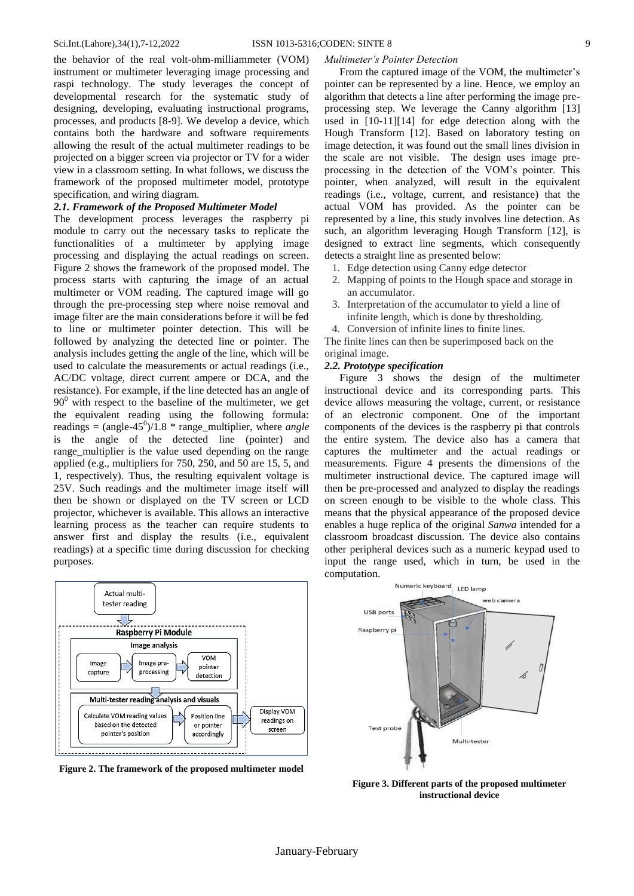the behavior of the real volt-ohm-milliammeter (VOM) instrument or multimeter leveraging image processing and raspi technology. The study leverages the concept of developmental research for the systematic study of designing, developing, evaluating instructional programs, processes, and products [8-9]. We develop a device, which contains both the hardware and software requirements allowing the result of the actual multimeter readings to be projected on a bigger screen via projector or TV for a wider view in a classroom setting. In what follows, we discuss the framework of the proposed multimeter model, prototype specification, and wiring diagram.

### *2.1. Framework of the Proposed Multimeter Model*

The development process leverages the raspberry pi module to carry out the necessary tasks to replicate the functionalities of a multimeter by applying image processing and displaying the actual readings on screen. Figure 2 shows the framework of the proposed model. The process starts with capturing the image of an actual multimeter or VOM reading. The captured image will go through the pre-processing step where noise removal and image filter are the main considerations before it will be fed to line or multimeter pointer detection. This will be followed by analyzing the detected line or pointer. The analysis includes getting the angle of the line, which will be used to calculate the measurements or actual readings (i.e., AC/DC voltage, direct current ampere or DCA, and the resistance). For example, if the line detected has an angle of $90^0$ with respect to the baseline of the multimeter, we get the equivalent reading using the following formula: readings = $(\text{angle}-45^0)/1.8$ * range_multiplier, where *angle* is the angle of the detected line (pointer) and range_multiplier is the value used depending on the range applied (e.g., multipliers for 750, 250, and 50 are 15, 5, and 1, respectively). Thus, the resulting equivalent voltage is 25V. Such readings and the multimeter image itself will then be shown or displayed on the TV screen or LCD projector, whichever is available. This allows an interactive learning process as the teacher can require students to answer first and display the results (i.e., equivalent readings) at a specific time during discussion for checking purposes.

Actual multi-tester reading

Raspberry Pi Module

Image analysis: Image capture → Image pre-processing → VOM pointer detection

Multi-tester reading analysis and visuals: Calculate VOM reading values based on the detected pointer's position → Position line or pointer accordingly → Display VOM readings on screen

**Figure 2. The framework of the proposed multimeter model**

*Multimeter's Pointer Detection*

From the captured image of the VOM, the multimeter's pointer can be represented by a line. Hence, we employ an algorithm that detects a line after performing the image pre-processing step. We leverage the Canny algorithm [13] used in [10-11][14] for edge detection along with the Hough Transform [12]. Based on laboratory testing on image detection, it was found out the small lines division in the scale are not visible. The design uses image pre-processing in the detection of the VOM's pointer. This pointer, when analyzed, will result in the equivalent readings (i.e., voltage, current, and resistance) that the actual VOM has provided. As the pointer can be represented by a line, this study involves line detection. As such, an algorithm leveraging Hough Transform [12], is designed to extract line segments, which consequently detects a straight line as presented below:

1. Edge detection using Canny edge detector
2. Mapping of points to the Hough space and storage in an accumulator.
3. Interpretation of the accumulator to yield a line of infinite length, which is done by thresholding.
4. Conversion of infinite lines to finite lines.

The finite lines can then be superimposed back on the original image.

### *2.2. Prototype specification*

Figure 3 shows the design of the multimeter instructional device and its corresponding parts. This device allows measuring the voltage, current, or resistance of an electronic component. One of the important components of the devices is the raspberry pi that controls the entire system. The device also has a camera that captures the multimeter and the actual readings or measurements. Figure 4 presents the dimensions of the multimeter instructional device. The captured image will then be pre-processed and analyzed to display the readings on screen enough to be visible to the whole class. This means that the physical appearance of the proposed device enables a huge replica of the original *Sanwa* intended for a classroom broadcast discussion. The device also contains other peripheral devices such as a numeric keypad used to input the range used, which in turn, be used in the computation.

Numeric keyboard, LED lamp, web camera, USB ports, Raspberry pi, Test probe, Multi-tester

**Figure 3. Different parts of the proposed multimeter instructional device**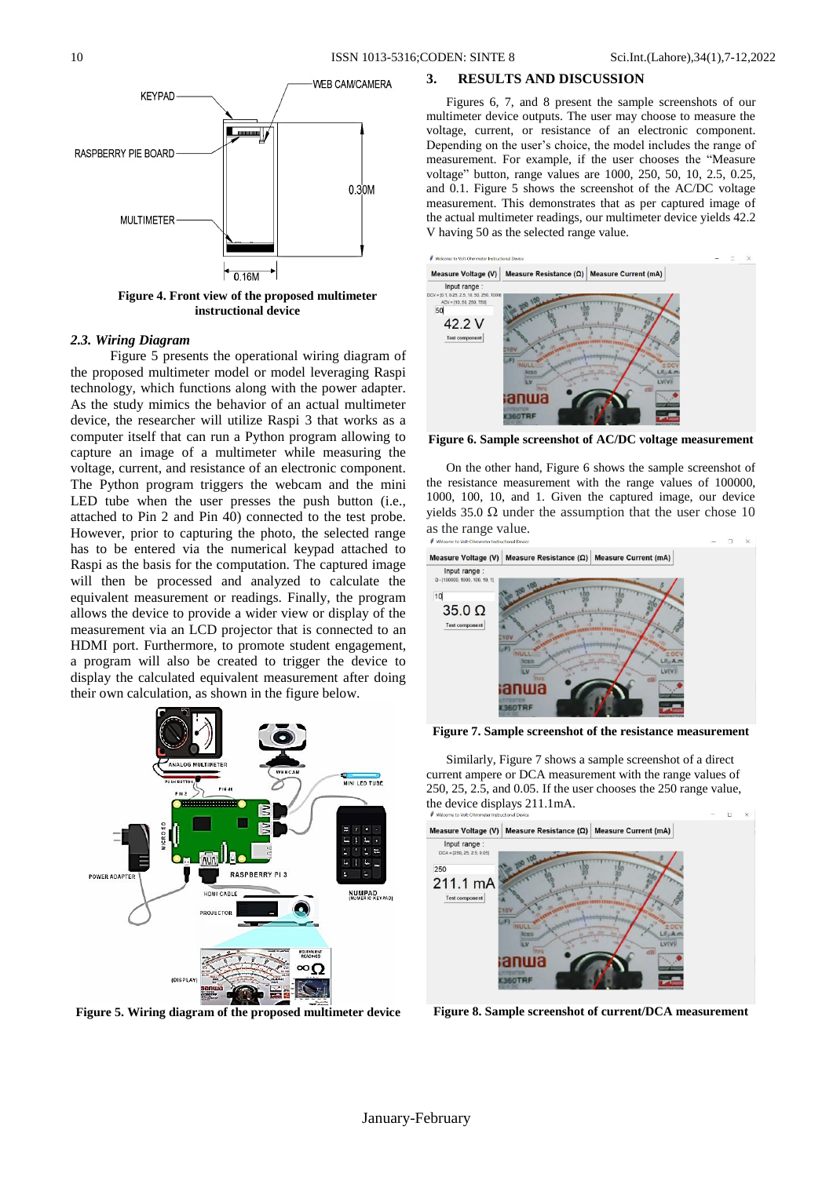Figure 4. Front view of the proposed multimeter instructional device

### 2.3. Wiring Diagram

Figure 5 presents the operational wiring diagram of the proposed multimeter model or model leveraging Raspi technology, which functions along with the power adapter. As the study mimics the behavior of an actual multimeter device, the researcher will utilize Raspi 3 that works as a computer itself that can run a Python program allowing to capture an image of a multimeter while measuring the voltage, current, and resistance of an electronic component. The Python program triggers the webcam and the mini LED tube when the user presses the push button (i.e., attached to Pin 2 and Pin 40) connected to the test probe. However, prior to capturing the photo, the selected range has to be entered via the numerical keypad attached to Raspi as the basis for the computation. The captured image will then be processed and analyzed to calculate the equivalent measurement or readings. Finally, the program allows the device to provide a wider view or display of the measurement via an LCD projector that is connected to an HDMI port. Furthermore, to promote student engagement, a program will also be created to trigger the device to display the calculated equivalent measurement after doing their own calculation, as shown in the figure below.

Figure 5. Wiring diagram of the proposed multimeter device

## 3. RESULTS AND DISCUSSION

Figures 6, 7, and 8 present the sample screenshots of our multimeter device outputs. The user may choose to measure the voltage, current, or resistance of an electronic component. Depending on the user's choice, the model includes the range of measurement. For example, if the user chooses the "Measure voltage" button, range values are 1000, 250, 50, 10, 2.5, 0.25, and 0.1. Figure 5 shows the screenshot of the AC/DC voltage measurement. This demonstrates that as per captured image of the actual multimeter readings, our multimeter device yields 42.2 V having 50 as the selected range value.

Figure 6. Sample screenshot of AC/DC voltage measurement

On the other hand, Figure 6 shows the sample screenshot of the resistance measurement with the range values of 100000, 1000, 100, 10, and 1. Given the captured image, our device yields 35.0 Ω under the assumption that the user chose 10 as the range value.

Figure 7. Sample screenshot of the resistance measurement

Similarly, Figure 7 shows a sample screenshot of a direct current ampere or DCA measurement with the range values of 250, 25, 2.5, and 0.05. If the user chooses the 250 range value, the device displays 211.1mA.

Figure 8. Sample screenshot of current/DCA measurement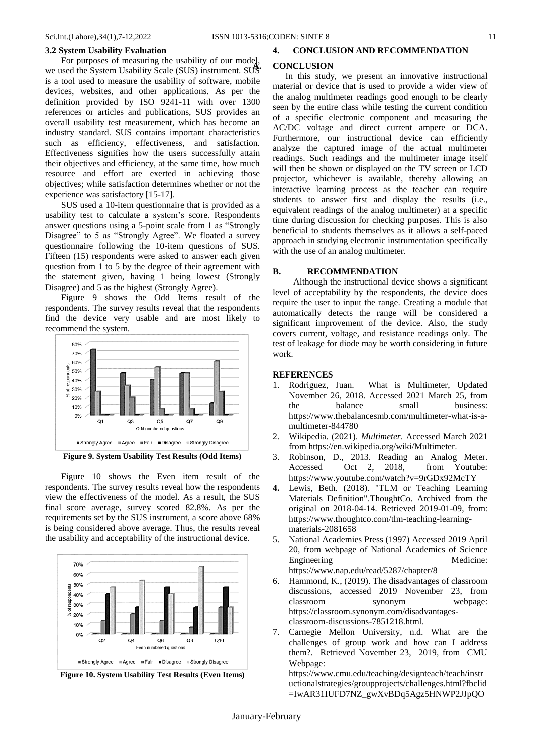### 3.2 System Usability Evaluation

For purposes of measuring the usability of our model, we used the System Usability Scale (SUS) instrument. SUS is a tool used to measure the usability of software, mobile devices, websites, and other applications. As per the definition provided by ISO 9241-11 with over 1300 references or articles and publications, SUS provides an overall usability test measurement, which has become an industry standard. SUS contains important characteristics such as efficiency, effectiveness, and satisfaction. Effectiveness signifies how the users successfully attain their objectives and efficiency, at the same time, how much resource and effort are exerted in achieving those objectives; while satisfaction determines whether or not the experience was satisfactory [15-17].

SUS used a 10-item questionnaire that is provided as a usability test to calculate a system's score. Respondents answer questions using a 5-point scale from 1 as "Strongly Disagree" to 5 as "Strongly Agree". We floated a survey questionnaire following the 10-item questions of SUS. Fifteen (15) respondents were asked to answer each given question from 1 to 5 by the degree of their agreement with the statement given, having 1 being lowest (Strongly Disagree) and 5 as the highest (Strongly Agree).

Figure 9 shows the Odd Items result of the respondents. The survey results reveal that the respondents find the device very usable and are most likely to recommend the system.

**Figure 9. System Usability Test Results (Odd Items)**

Figure 10 shows the Even item result of the respondents. The survey results reveal how the respondents view the effectiveness of the model. As a result, the SUS final score average, survey scored 82.8%. As per the requirements set by the SUS instrument, a score above 68% is being considered above average. Thus, the results reveal the usability and acceptability of the instructional device.

**Figure 10. System Usability Test Results (Even Items)**

## 4. CONCLUSION AND RECOMMENDATION

### A. CONCLUSION

In this study, we present an innovative instructional material or device that is used to provide a wider view of the analog multimeter readings good enough to be clearly seen by the entire class while testing the current condition of a specific electronic component and measuring the AC/DC voltage and direct current ampere or DCA. Furthermore, our instructional device can efficiently analyze the captured image of the actual multimeter readings. Such readings and the multimeter image itself will then be shown or displayed on the TV screen or LCD projector, whichever is available, thereby allowing an interactive learning process as the teacher can require students to answer first and display the results (i.e., equivalent readings of the analog multimeter) at a specific time during discussion for checking purposes. This is also beneficial to students themselves as it allows a self-paced approach in studying electronic instrumentation specifically with the use of an analog multimeter.

### B. RECOMMENDATION

Although the instructional device shows a significant level of acceptability by the respondents, the device does require the user to input the range. Creating a module that automatically detects the range will be considered a significant improvement of the device. Also, the study covers current, voltage, and resistance readings only. The test of leakage for diode may be worth considering in future work.

### REFERENCES

1. Rodriguez, Juan. What is Multimeter, Updated November 26, 2018. Accessed 2021 March 25, from the balance small business: https://www.thebalancesmb.com/multimeter-what-is-a-multimeter-844780
2. Wikipedia. (2021). *Multimeter*. Accessed March 2021 from https://en.wikipedia.org/wiki/Multimeter.
3. Robinson, D., 2013. Reading an Analog Meter. Accessed Oct 2, 2018, from Youtube: https://www.youtube.com/watch?v=9rGDx92McTY
4. Lewis, Beth. (2018). "TLM or Teaching Learning Materials Definition".ThoughtCo. Archived from the original on 2018-04-14. Retrieved 2019-01-09, from: https://www.thoughtco.com/tlm-teaching-learning-materials-2081658
5. National Academies Press (1997) Accessed 2019 April 20, from webpage of National Academics of Science Engineering Medicine: https://www.nap.edu/read/5287/chapter/8
6. Hammond, K., (2019). The disadvantages of classroom discussions, accessed 2019 November 23, from classroom synonym webpage: https://classroom.synonym.com/disadvantages-classroom-discussions-7851218.html.
7. Carnegie Mellon University, n.d. What are the challenges of group work and how can I address them?. Retrieved November 23, 2019, from CMU Webpage: https://www.cmu.edu/teaching/designteach/teach/instructionalstrategies/groupprojects/challenges.html?fbclid=IwAR31IUFD7NZ_gwXvBDq5Agz5HNWP2JJpQO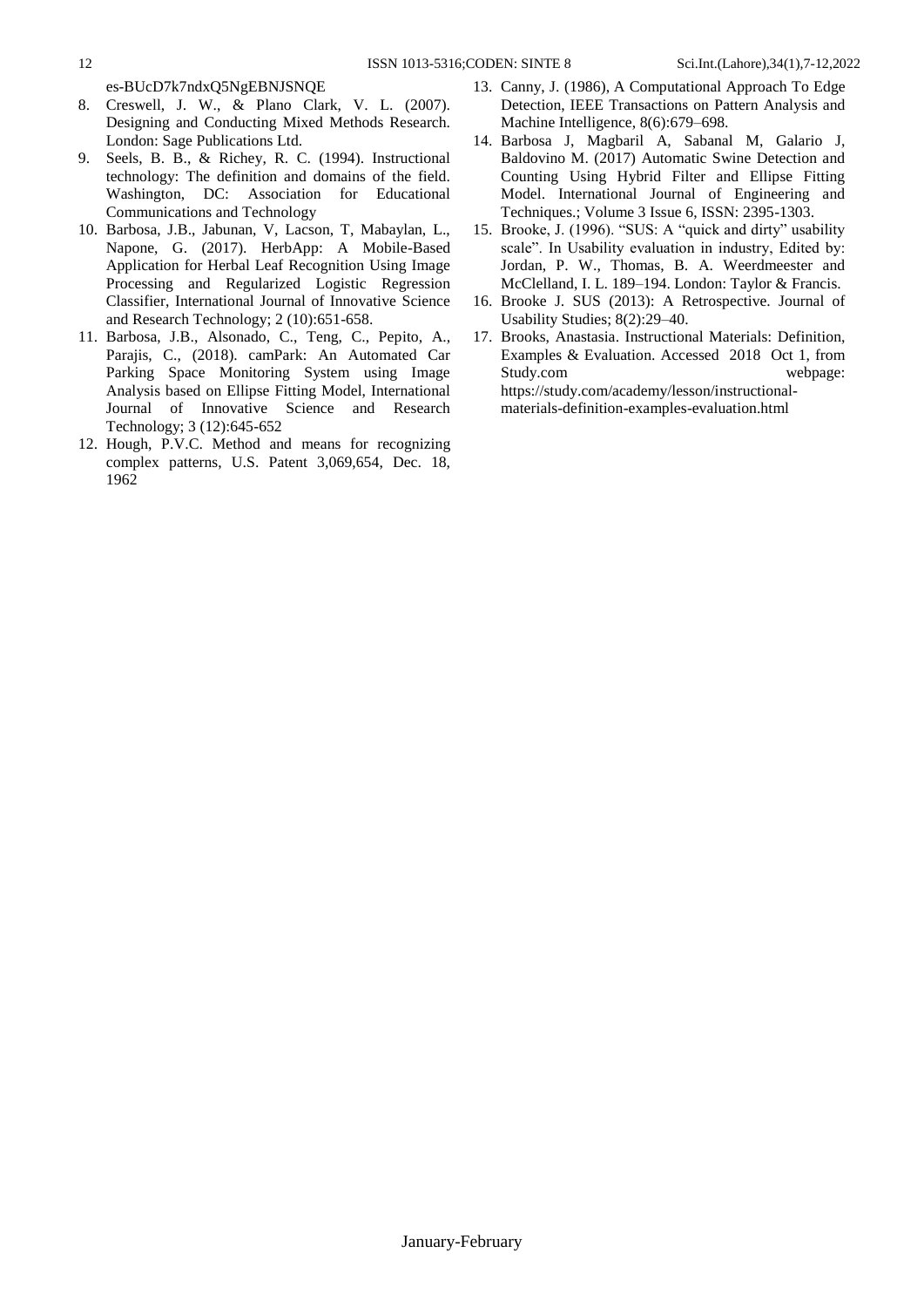es-BUcD7k7ndxQ5NgEBNJSNQE

8. Creswell, J. W., & Plano Clark, V. L. (2007). Designing and Conducting Mixed Methods Research. London: Sage Publications Ltd.
9. Seels, B. B., & Richey, R. C. (1994). Instructional technology: The definition and domains of the field. Washington, DC: Association for Educational Communications and Technology
10. Barbosa, J.B., Jabunan, V, Lacson, T, Mabaylan, L., Napone, G. (2017). HerbApp: A Mobile-Based Application for Herbal Leaf Recognition Using Image Processing and Regularized Logistic Regression Classifier, International Journal of Innovative Science and Research Technology; 2 (10):651-658.
11. Barbosa, J.B., Alsonado, C., Teng, C., Pepito, A., Parajis, C., (2018). camPark: An Automated Car Parking Space Monitoring System using Image Analysis based on Ellipse Fitting Model, International Journal of Innovative Science and Research Technology; 3 (12):645-652
12. Hough, P.V.C. Method and means for recognizing complex patterns, U.S. Patent 3,069,654, Dec. 18, 1962
13. Canny, J. (1986), A Computational Approach To Edge Detection, IEEE Transactions on Pattern Analysis and Machine Intelligence, 8(6):679–698.
14. Barbosa J, Magbaril A, Sabanal M, Galario J, Baldovino M. (2017) Automatic Swine Detection and Counting Using Hybrid Filter and Ellipse Fitting Model. International Journal of Engineering and Techniques.; Volume 3 Issue 6, ISSN: 2395-1303.
15. Brooke, J. (1996). "SUS: A "quick and dirty" usability scale". In Usability evaluation in industry, Edited by: Jordan, P. W., Thomas, B. A. Weerdmeester and McClelland, I. L. 189–194. London: Taylor & Francis.
16. Brooke J. SUS (2013): A Retrospective. Journal of Usability Studies; 8(2):29–40.
17. Brooks, Anastasia. Instructional Materials: Definition, Examples & Evaluation. Accessed 2018 Oct 1, from Study.com webpage: https://study.com/academy/lesson/instructional-materials-definition-examples-evaluation.html